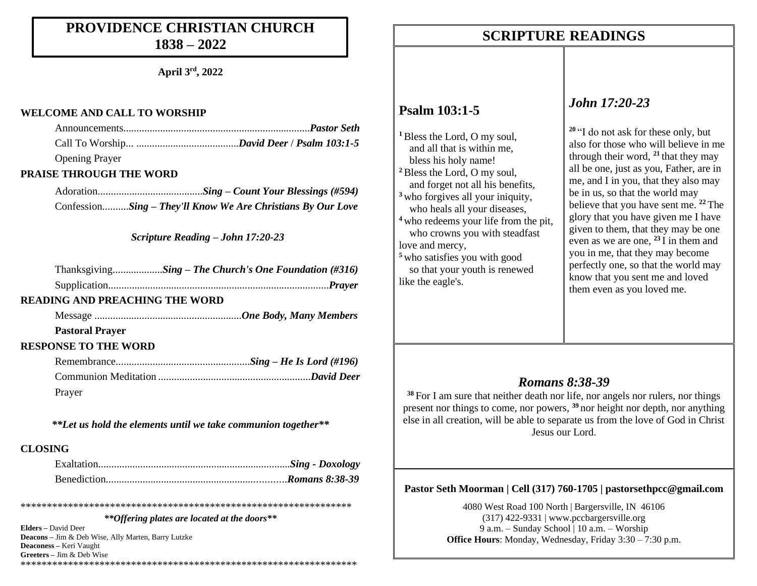# PROVIDENCE CHRISTIAN CHURCH 1838 – 2022

**April 3rd, 2022**

**WELCOME AND CALL TO WORSHIP**

Announcements........................................................................***Pastor Seth***
Call To Worship... .......................................***David Deer*** / ***Psalm 103:1-5***
Opening Prayer

**PRAISE THROUGH THE WORD**

Adoration........................................***Sing – Count Your Blessings (#594)***
Confession..........***Sing – They'll Know We Are Christians By Our Love***

***Scripture Reading – John 17:20-23***

Thanksgiving...................***Sing – The Church's One Foundation (#316)***
Supplication...................................................................................***Prayer***

**READING AND PREACHING THE WORD**

Message ........................................................***One Body, Many Members***
**Pastoral Prayer**

**RESPONSE TO THE WORD**

Remembrance...................................................***Sing – He Is Lord (#196)***
Communion Meditation ..........................................................***David Deer***
Prayer

***\*\*Let us hold the elements until we take communion together\*\****

**CLOSING**

Exaltation.........................................................................***Sing - Doxology***
Benediction....................................................................***Romans 8:38-39***

*****************************************************************

***\*\*Offering plates are located at the doors\*\****

**Elders –** David Deer
**Deacons –** Jim & Deb Wise, Ally Marten, Barry Lutzke
**Deaconess –** Keri Vaught
**Greeters –** Jim & Deb Wise

*****************************************************************

# SCRIPTURE READINGS

## Psalm 103:1-5

[1] Bless the Lord, O my soul,
and all that is within me,
bless his holy name!
[2] Bless the Lord, O my soul,
and forget not all his benefits,
[3] who forgives all your iniquity,
who heals all your diseases,
[4] who redeems your life from the pit,
who crowns you with steadfast love and mercy,
[5] who satisfies you with good
so that your youth is renewed like the eagle's.

## *John 17:20-23*

[20] "I do not ask for these only, but also for those who will believe in me through their word, [21] that they may all be one, just as you, Father, are in me, and I in you, that they also may be in us, so that the world may believe that you have sent me. [22] The glory that you have given me I have given to them, that they may be one even as we are one, [23] I in them and you in me, that they may become perfectly one, so that the world may know that you sent me and loved them even as you loved me.

## *Romans 8:38-39*

[38] For I am sure that neither death nor life, nor angels nor rulers, nor things present nor things to come, nor powers, [39] nor height nor depth, nor anything else in all creation, will be able to separate us from the love of God in Christ Jesus our Lord.

**Pastor Seth Moorman | Cell (317) 760-1705 | pastorsethpcc@gmail.com**

4080 West Road 100 North | Bargersville, IN 46106
(317) 422-9331 | www.pccbargersville.org
9 a.m. – Sunday School | 10 a.m. – Worship
**Office Hours**: Monday, Wednesday, Friday 3:30 – 7:30 p.m.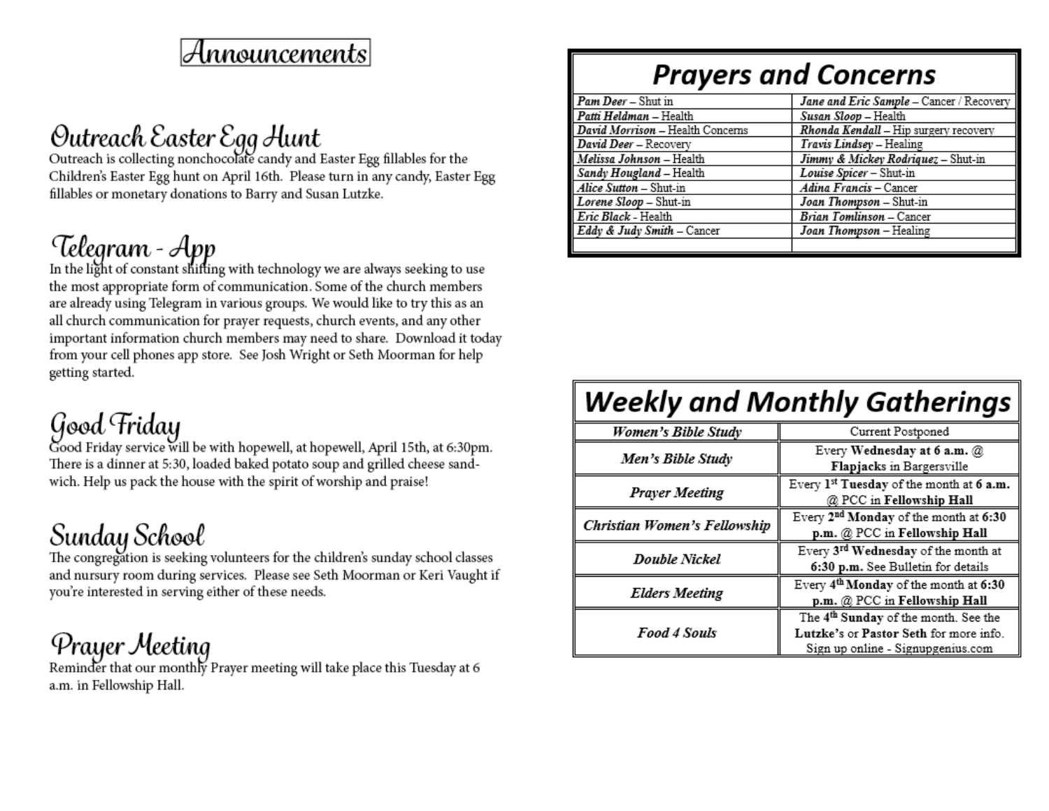# Announcements

## Outreach Easter Egg Hunt

Outreach is collecting nonchocolate candy and Easter Egg fillables for the Children's Easter Egg hunt on April 16th. Please turn in any candy, Easter Egg fillables or monetary donations to Barry and Susan Lutzke.

## Telegram - App

In the light of constant shifting with technology we are always seeking to use the most appropriate form of communication. Some of the church members are already using Telegram in various groups. We would like to try this as an all church communication for prayer requests, church events, and any other important information church members may need to share. Download it today from your cell phones app store. See Josh Wright or Seth Moorman for help getting started.

## Good Friday

Good Friday service will be with hopewell, at hopewell, April 15th, at 6:30pm. There is a dinner at 5:30, loaded baked potato soup and grilled cheese sandwich. Help us pack the house with the spirit of worship and praise!

## Sunday School

The congregation is seeking volunteers for the children's sunday school classes and nursury room during services. Please see Seth Moorman or Keri Vaught if you're interested in serving either of these needs.

## Prayer Meeting

Reminder that our monthly Prayer meeting will take place this Tuesday at 6 a.m. in Fellowship Hall.

# Prayers and Concerns

| | |
|---|---|
| *Pam Deer* – Shut in | *Jane and Eric Sample* – Cancer / Recovery |
| *Patti Heldman* – Health | *Susan Sloop* – Health |
| *David Morrison* – Health Concerns | *Rhonda Kendall* – Hip surgery recovery |
| *David Deer* – Recovery | *Travis Lindsey* – Healing |
| *Melissa Johnson* – Health | *Jimmy & Mickey Rodriquez* – Shut-in |
| *Sandy Hougland* – Health | *Louise Spicer* – Shut-in |
| *Alice Sutton* – Shut-in | *Adina Francis* – Cancer |
| *Lorene Sloop* – Shut-in | *Joan Thompson* – Shut-in |
| *Eric Black* - Health | *Brian Tomlinson* – Cancer |
| *Eddy & Judy Smith* – Cancer | *Joan Thompson* – Healing |

# Weekly and Monthly Gatherings

| | |
|---|---|
| *Women's Bible Study* | Current Postponed |
| *Men's Bible Study* | Every **Wednesday at 6 a.m.** @ **Flapjacks** in Bargersville |
| *Prayer Meeting* | Every **1st Tuesday** of the month at **6 a.m.** @ PCC in **Fellowship Hall** |
| *Christian Women's Fellowship* | Every **2nd Monday** of the month at **6:30 p.m.** @ PCC in **Fellowship Hall** |
| *Double Nickel* | Every **3rd Wednesday** of the month at **6:30 p.m.** See Bulletin for details |
| *Elders Meeting* | Every **4th Monday** of the month at **6:30 p.m.** @ PCC in **Fellowship Hall** |
| *Food 4 Souls* | The **4th Sunday** of the month. See the **Lutzke's** or **Pastor Seth** for more info. Sign up online - Signupgenius.com |